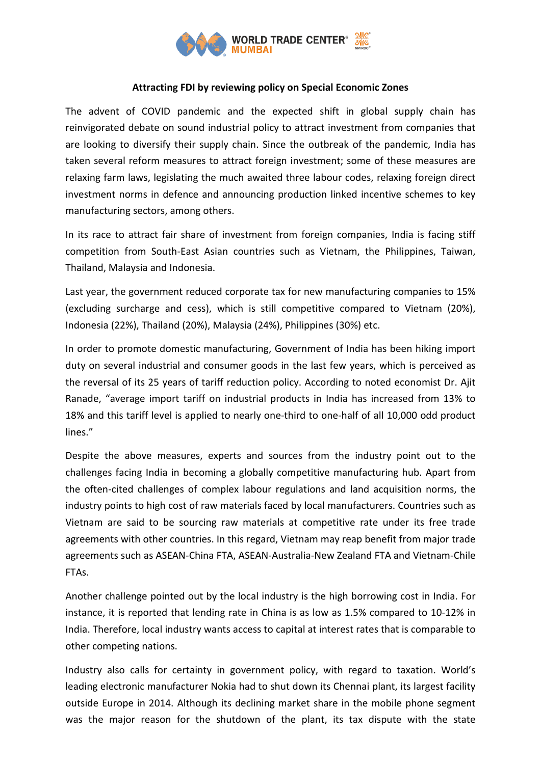**Attracting FDI by reviewing policy on Special Economic Zones**

The advent of COVID pandemic and the expected shift in global supply chain has reinvigorated debate on sound industrial policy to attract investment from companies that are looking to diversify their supply chain. Since the outbreak of the pandemic, India has taken several reform measures to attract foreign investment; some of these measures are relaxing farm laws, legislating the much awaited three labour codes, relaxing foreign direct investment norms in defence and announcing production linked incentive schemes to key manufacturing sectors, among others.

In its race to attract fair share of investment from foreign companies, India is facing stiff competition from South-East Asian countries such as Vietnam, the Philippines, Taiwan, Thailand, Malaysia and Indonesia.

Last year, the government reduced corporate tax for new manufacturing companies to 15% (excluding surcharge and cess), which is still competitive compared to Vietnam (20%), Indonesia (22%), Thailand (20%), Malaysia (24%), Philippines (30%) etc.

In order to promote domestic manufacturing, Government of India has been hiking import duty on several industrial and consumer goods in the last few years, which is perceived as the reversal of its 25 years of tariff reduction policy. According to noted economist Dr. Ajit Ranade, "average import tariff on industrial products in India has increased from 13% to 18% and this tariff level is applied to nearly one-third to one-half of all 10,000 odd product lines."

Despite the above measures, experts and sources from the industry point out to the challenges facing India in becoming a globally competitive manufacturing hub. Apart from the often-cited challenges of complex labour regulations and land acquisition norms, the industry points to high cost of raw materials faced by local manufacturers. Countries such as Vietnam are said to be sourcing raw materials at competitive rate under its free trade agreements with other countries. In this regard, Vietnam may reap benefit from major trade agreements such as ASEAN-China FTA, ASEAN-Australia-New Zealand FTA and Vietnam-Chile FTAs.

Another challenge pointed out by the local industry is the high borrowing cost in India. For instance, it is reported that lending rate in China is as low as 1.5% compared to 10-12% in India. Therefore, local industry wants access to capital at interest rates that is comparable to other competing nations.

Industry also calls for certainty in government policy, with regard to taxation. World's leading electronic manufacturer Nokia had to shut down its Chennai plant, its largest facility outside Europe in 2014. Although its declining market share in the mobile phone segment was the major reason for the shutdown of the plant, its tax dispute with the state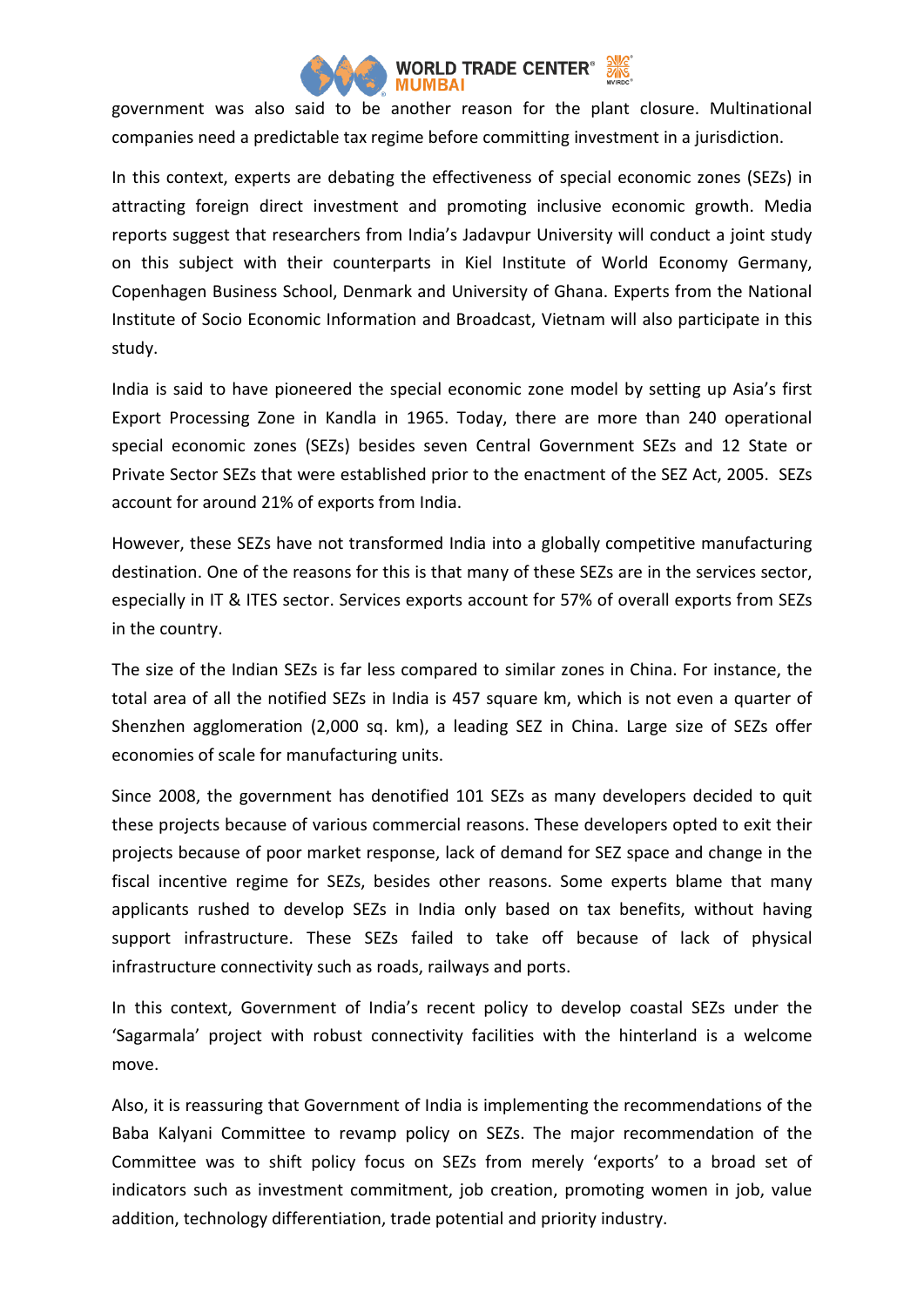government was also said to be another reason for the plant closure. Multinational companies need a predictable tax regime before committing investment in a jurisdiction.

In this context, experts are debating the effectiveness of special economic zones (SEZs) in attracting foreign direct investment and promoting inclusive economic growth. Media reports suggest that researchers from India's Jadavpur University will conduct a joint study on this subject with their counterparts in Kiel Institute of World Economy Germany, Copenhagen Business School, Denmark and University of Ghana. Experts from the National Institute of Socio Economic Information and Broadcast, Vietnam will also participate in this study.

India is said to have pioneered the special economic zone model by setting up Asia's first Export Processing Zone in Kandla in 1965. Today, there are more than 240 operational special economic zones (SEZs) besides seven Central Government SEZs and 12 State or Private Sector SEZs that were established prior to the enactment of the SEZ Act, 2005. SEZs account for around 21% of exports from India.

However, these SEZs have not transformed India into a globally competitive manufacturing destination. One of the reasons for this is that many of these SEZs are in the services sector, especially in IT & ITES sector. Services exports account for 57% of overall exports from SEZs in the country.

The size of the Indian SEZs is far less compared to similar zones in China. For instance, the total area of all the notified SEZs in India is 457 square km, which is not even a quarter of Shenzhen agglomeration (2,000 sq. km), a leading SEZ in China. Large size of SEZs offer economies of scale for manufacturing units.

Since 2008, the government has denotified 101 SEZs as many developers decided to quit these projects because of various commercial reasons. These developers opted to exit their projects because of poor market response, lack of demand for SEZ space and change in the fiscal incentive regime for SEZs, besides other reasons. Some experts blame that many applicants rushed to develop SEZs in India only based on tax benefits, without having support infrastructure. These SEZs failed to take off because of lack of physical infrastructure connectivity such as roads, railways and ports.

In this context, Government of India's recent policy to develop coastal SEZs under the 'Sagarmala' project with robust connectivity facilities with the hinterland is a welcome move.

Also, it is reassuring that Government of India is implementing the recommendations of the Baba Kalyani Committee to revamp policy on SEZs. The major recommendation of the Committee was to shift policy focus on SEZs from merely 'exports' to a broad set of indicators such as investment commitment, job creation, promoting women in job, value addition, technology differentiation, trade potential and priority industry.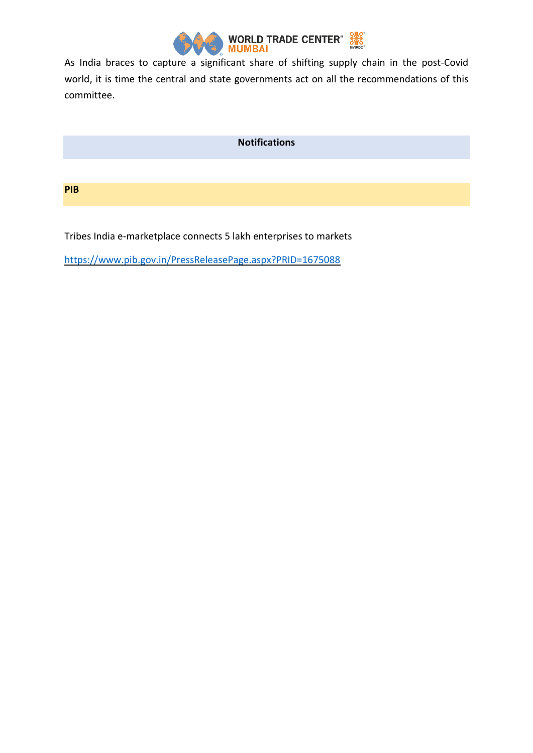As India braces to capture a significant share of shifting supply chain in the post-Covid world, it is time the central and state governments act on all the recommendations of this committee.

## Notifications

**PIB**

Tribes India e-marketplace connects 5 lakh enterprises to markets

https://www.pib.gov.in/PressReleasePage.aspx?PRID=1675088